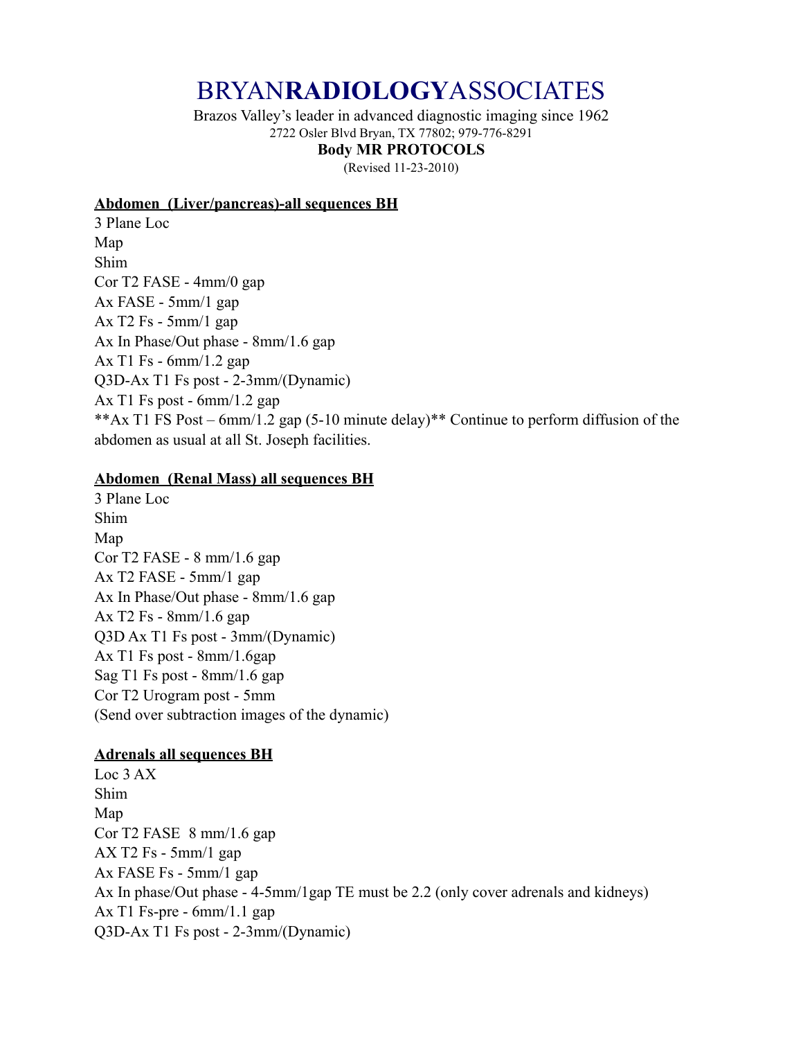# BRYAN**RADIOLOGY**ASSOCIATES

Brazos Valley's leader in advanced diagnostic imaging since 1962

2722 Osler Blvd Bryan, TX 77802; 979-776-8291

**Body MR PROTOCOLS**

(Revised 11-23-2010)

**Abdomen (Liver/pancreas)-all sequences BH**

3 Plane Loc
Map
Shim
Cor T2 FASE - 4mm/0 gap
Ax FASE - 5mm/1 gap
Ax T2 Fs - 5mm/1 gap
Ax In Phase/Out phase - 8mm/1.6 gap
Ax T1 Fs - 6mm/1.2 gap
Q3D-Ax T1 Fs post - 2-3mm/(Dynamic)
Ax T1 Fs post - 6mm/1.2 gap
**Ax T1 FS Post – 6mm/1.2 gap (5-10 minute delay)** Continue to perform diffusion of the abdomen as usual at all St. Joseph facilities.

**Abdomen (Renal Mass) all sequences BH**

3 Plane Loc
Shim
Map
Cor T2 FASE - 8 mm/1.6 gap
Ax T2 FASE - 5mm/1 gap
Ax In Phase/Out phase - 8mm/1.6 gap
Ax T2 Fs - 8mm/1.6 gap
Q3D Ax T1 Fs post - 3mm/(Dynamic)
Ax T1 Fs post - 8mm/1.6gap
Sag T1 Fs post - 8mm/1.6 gap
Cor T2 Urogram post - 5mm
(Send over subtraction images of the dynamic)

**Adrenals all sequences BH**

Loc 3 AX
Shim
Map
Cor T2 FASE 8 mm/1.6 gap
AX T2 Fs - 5mm/1 gap
Ax FASE Fs - 5mm/1 gap
Ax In phase/Out phase - 4-5mm/1gap TE must be 2.2 (only cover adrenals and kidneys)
Ax T1 Fs-pre - 6mm/1.1 gap
Q3D-Ax T1 Fs post - 2-3mm/(Dynamic)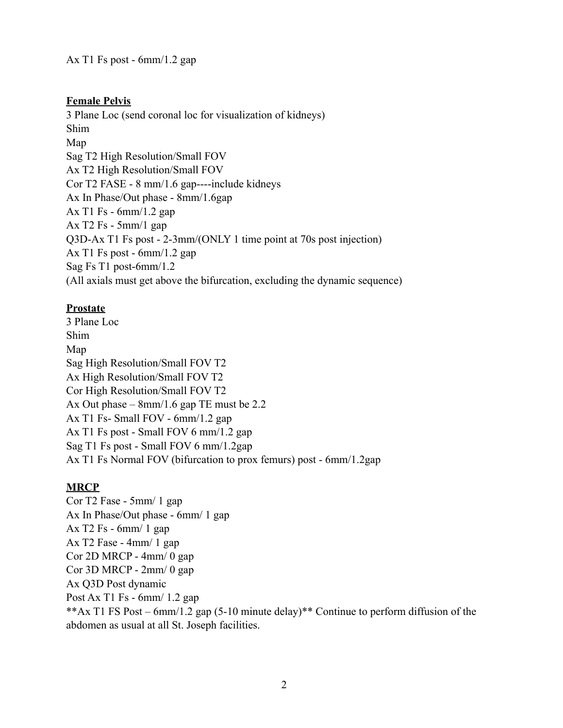Ax T1 Fs post - 6mm/1.2 gap

**Female Pelvis**

3 Plane Loc (send coronal loc for visualization of kidneys)
Shim
Map
Sag T2 High Resolution/Small FOV
Ax T2 High Resolution/Small FOV
Cor T2 FASE - 8 mm/1.6 gap----include kidneys
Ax In Phase/Out phase - 8mm/1.6gap
Ax T1 Fs - 6mm/1.2 gap
Ax T2 Fs - 5mm/1 gap
Q3D-Ax T1 Fs post - 2-3mm/(ONLY 1 time point at 70s post injection)
Ax T1 Fs post - 6mm/1.2 gap
Sag Fs T1 post-6mm/1.2
(All axials must get above the bifurcation, excluding the dynamic sequence)

**Prostate**

3 Plane Loc
Shim
Map
Sag High Resolution/Small FOV T2
Ax High Resolution/Small FOV T2
Cor High Resolution/Small FOV T2
Ax Out phase – 8mm/1.6 gap TE must be 2.2
Ax T1 Fs- Small FOV - 6mm/1.2 gap
Ax T1 Fs post - Small FOV 6 mm/1.2 gap
Sag T1 Fs post - Small FOV 6 mm/1.2gap
Ax T1 Fs Normal FOV (bifurcation to prox femurs) post - 6mm/1.2gap

**MRCP**

Cor T2 Fase - 5mm/ 1 gap
Ax In Phase/Out phase - 6mm/ 1 gap
Ax T2 Fs - 6mm/ 1 gap
Ax T2 Fase - 4mm/ 1 gap
Cor 2D MRCP - 4mm/ 0 gap
Cor 3D MRCP - 2mm/ 0 gap
Ax Q3D Post dynamic
Post Ax T1 Fs - 6mm/ 1.2 gap
**Ax T1 FS Post – 6mm/1.2 gap (5-10 minute delay)** Continue to perform diffusion of the abdomen as usual at all St. Joseph facilities.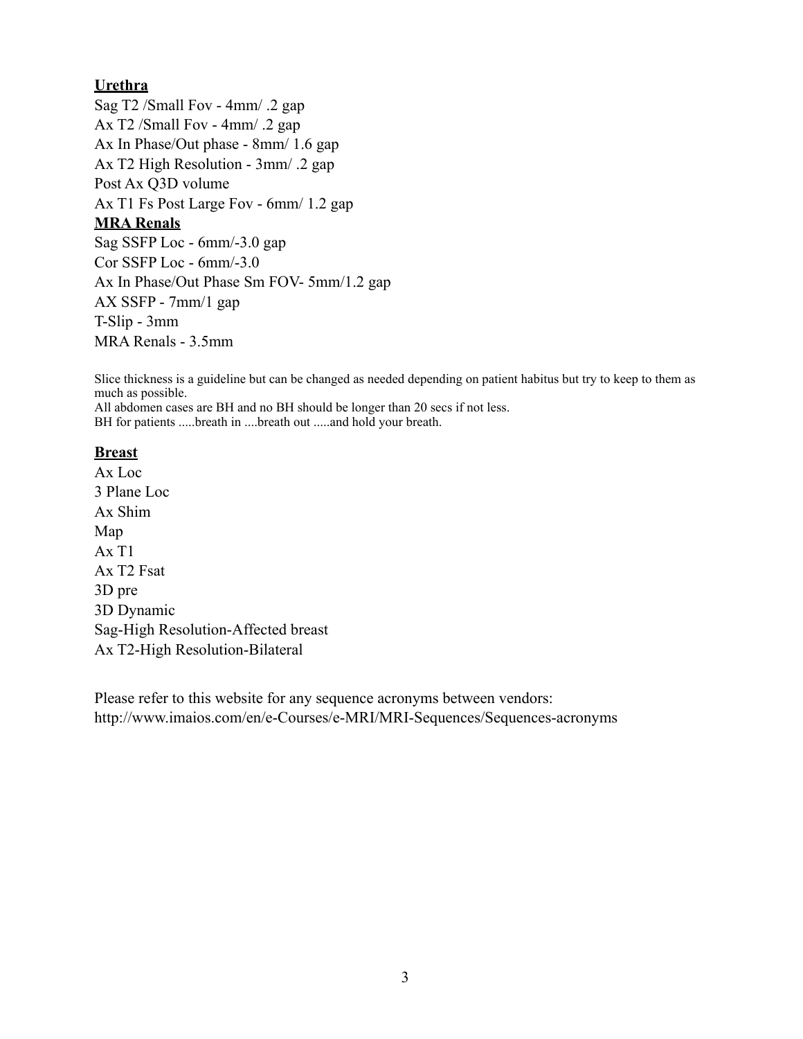**Urethra**

Sag T2 /Small Fov - 4mm/ .2 gap
Ax T2 /Small Fov - 4mm/ .2 gap
Ax In Phase/Out phase - 8mm/ 1.6 gap
Ax T2 High Resolution - 3mm/ .2 gap
Post Ax Q3D volume
Ax T1 Fs Post Large Fov - 6mm/ 1.2 gap

**MRA Renals**

Sag SSFP Loc - 6mm/-3.0 gap
Cor SSFP Loc - 6mm/-3.0
Ax In Phase/Out Phase Sm FOV- 5mm/1.2 gap
AX SSFP - 7mm/1 gap
T-Slip - 3mm
MRA Renals - 3.5mm

Slice thickness is a guideline but can be changed as needed depending on patient habitus but try to keep to them as much as possible.
All abdomen cases are BH and no BH should be longer than 20 secs if not less.
BH for patients .....breath in ....breath out .....and hold your breath.

**Breast**

Ax Loc
3 Plane Loc
Ax Shim
Map
Ax T1
Ax T2 Fsat
3D pre
3D Dynamic
Sag-High Resolution-Affected breast
Ax T2-High Resolution-Bilateral

Please refer to this website for any sequence acronyms between vendors:
http://www.imaios.com/en/e-Courses/e-MRI/MRI-Sequences/Sequences-acronyms